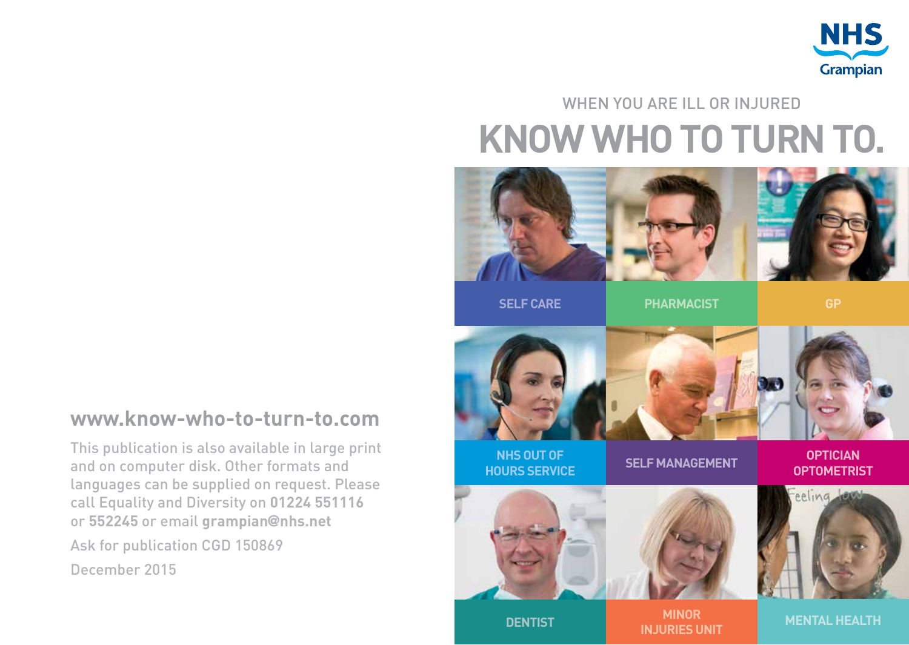NHS Grampian

WHEN YOU ARE ILL OR INJURED

# KNOW WHO TO TURN TO.

SELF CARE

PHARMACIST

GP

NHS OUT OF HOURS SERVICE

SELF MANAGEMENT

OPTICIAN OPTOMETRIST

DENTIST

MINOR INJURIES UNIT

MENTAL HEALTH

**www.know-who-to-turn-to.com**

This publication is also available in large print and on computer disk. Other formats and languages can be supplied on request. Please call Equality and Diversity on **01224 551116** or **552245** or email **grampian@nhs.net**

Ask for publication CGD 150869

December 2015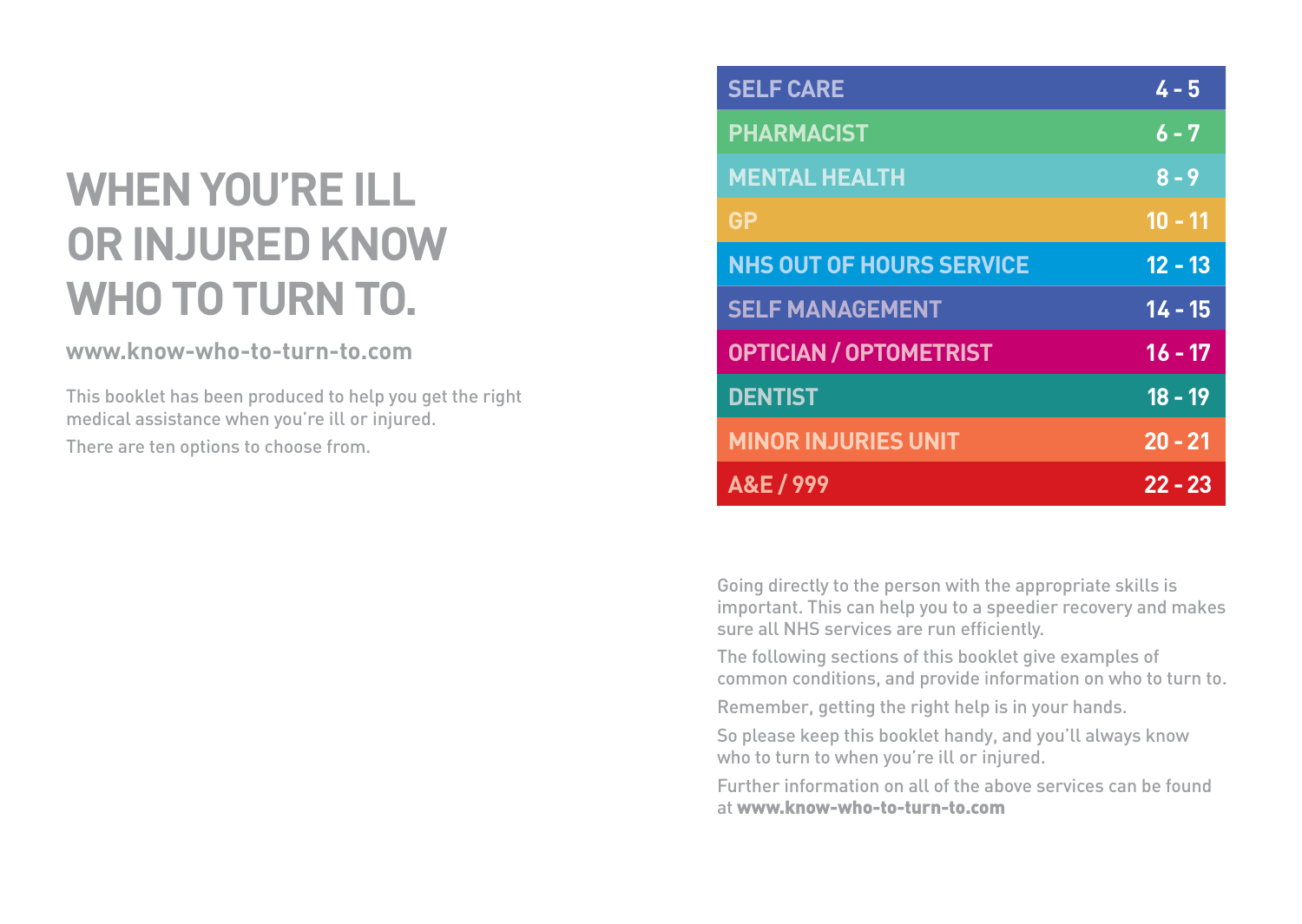# WHEN YOU'RE ILL OR INJURED KNOW WHO TO TURN TO.

**www.know-who-to-turn-to.com**

This booklet has been produced to help you get the right medical assistance when you're ill or injured.

There are ten options to choose from.

| | |
|---|---|
| SELF CARE | 4 - 5 |
| PHARMACIST | 6 - 7 |
| MENTAL HEALTH | 8 - 9 |
| GP | 10 - 11 |
| NHS OUT OF HOURS SERVICE | 12 - 13 |
| SELF MANAGEMENT | 14 - 15 |
| OPTICIAN / OPTOMETRIST | 16 - 17 |
| DENTIST | 18 - 19 |
| MINOR INJURIES UNIT | 20 - 21 |
| A&E / 999 | 22 - 23 |

Going directly to the person with the appropriate skills is important. This can help you to a speedier recovery and makes sure all NHS services are run efficiently.

The following sections of this booklet give examples of common conditions, and provide information on who to turn to.

Remember, getting the right help is in your hands.

So please keep this booklet handy, and you'll always know who to turn to when you're ill or injured.

Further information on all of the above services can be found at **www.know-who-to-turn-to.com**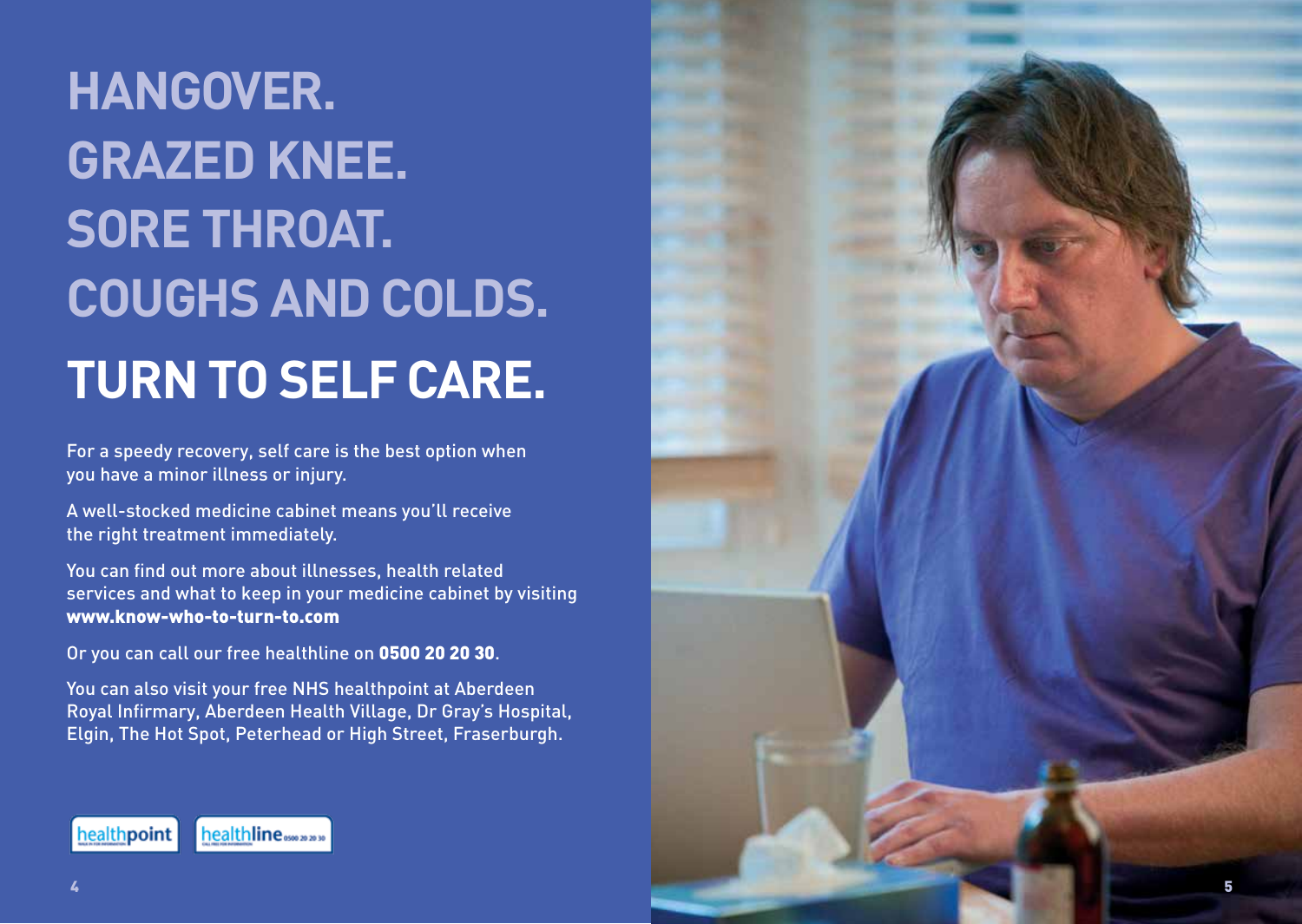# HANGOVER.
# GRAZED KNEE.
# SORE THROAT.
# COUGHS AND COLDS.

# TURN TO SELF CARE.

For a speedy recovery, self care is the best option when you have a minor illness or injury.

A well-stocked medicine cabinet means you'll receive the right treatment immediately.

You can find out more about illnesses, health related services and what to keep in your medicine cabinet by visiting **www.know-who-to-turn-to.com**

Or you can call our free healthline on **0500 20 20 30**.

You can also visit your free NHS healthpoint at Aberdeen Royal Infirmary, Aberdeen Health Village, Dr Gray's Hospital, Elgin, The Hot Spot, Peterhead or High Street, Fraserburgh.

healthpoint healthline 0500 20 20 30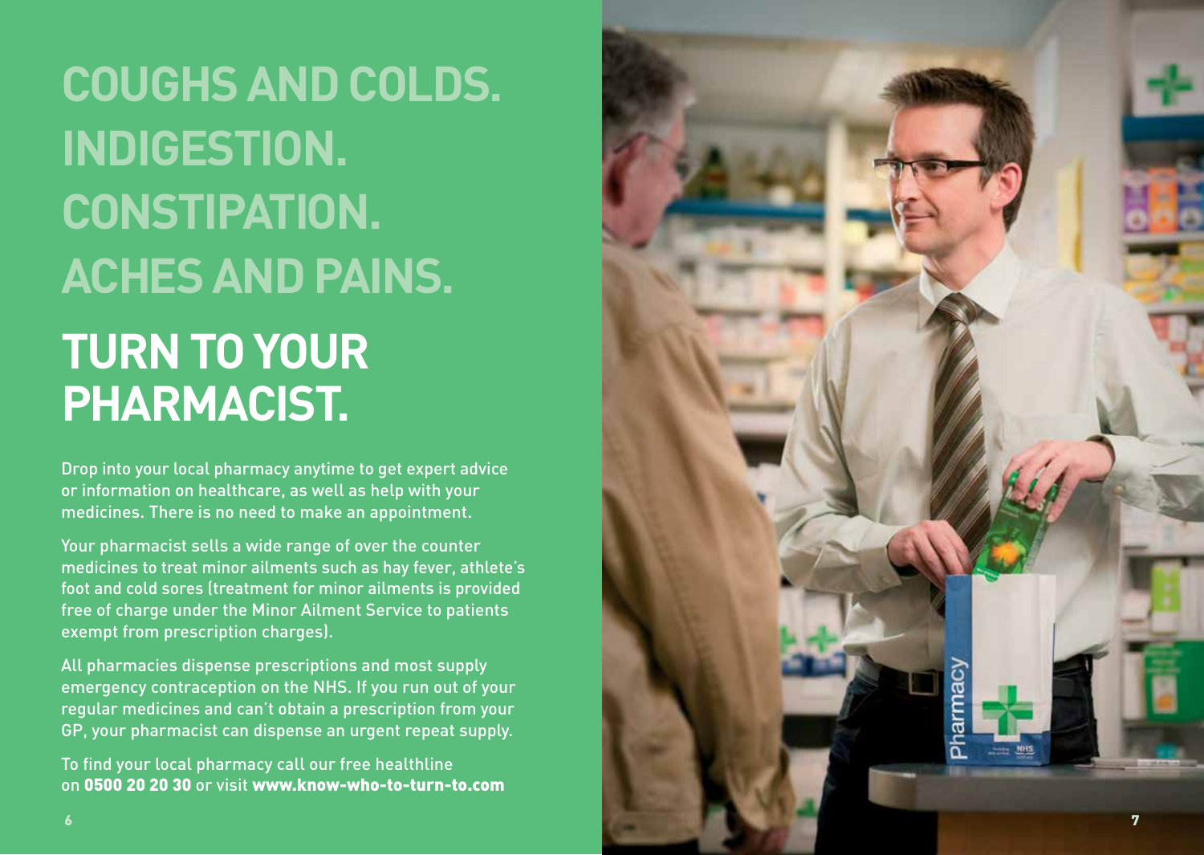# COUGHS AND COLDS. INDIGESTION. CONSTIPATION. ACHES AND PAINS.

# TURN TO YOUR PHARMACIST.

Drop into your local pharmacy anytime to get expert advice or information on healthcare, as well as help with your medicines. There is no need to make an appointment.

Your pharmacist sells a wide range of over the counter medicines to treat minor ailments such as hay fever, athlete's foot and cold sores (treatment for minor ailments is provided free of charge under the Minor Ailment Service to patients exempt from prescription charges).

All pharmacies dispense prescriptions and most supply emergency contraception on the NHS. If you run out of your regular medicines and can't obtain a prescription from your GP, your pharmacist can dispense an urgent repeat supply.

To find your local pharmacy call our free healthline on **0500 20 20 30** or visit **www.know-who-to-turn-to.com**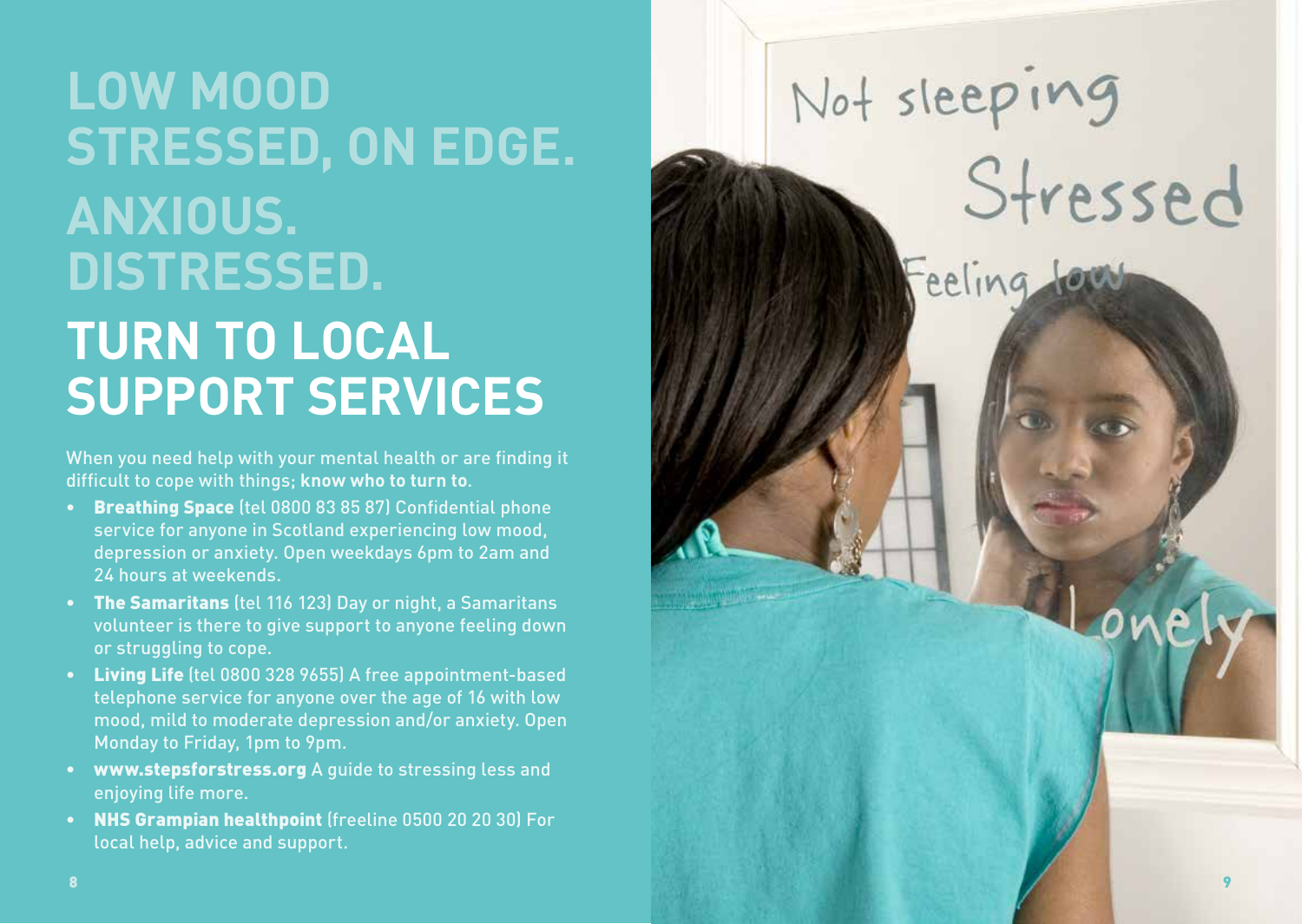# LOW MOOD
# STRESSED, ON EDGE.
# ANXIOUS.
# DISTRESSED.
# TURN TO LOCAL SUPPORT SERVICES

When you need help with your mental health or are finding it difficult to cope with things; **know who to turn to.**

- **Breathing Space** (tel 0800 83 85 87) Confidential phone service for anyone in Scotland experiencing low mood, depression or anxiety. Open weekdays 6pm to 2am and 24 hours at weekends.
- **The Samaritans** (tel 116 123) Day or night, a Samaritans volunteer is there to give support to anyone feeling down or struggling to cope.
- **Living Life** (tel 0800 328 9655) A free appointment-based telephone service for anyone over the age of 16 with low mood, mild to moderate depression and/or anxiety. Open Monday to Friday, 1pm to 9pm.
- **www.stepsforstress.org** A guide to stressing less and enjoying life more.
- **NHS Grampian healthpoint** (freeline 0500 20 20 30) For local help, advice and support.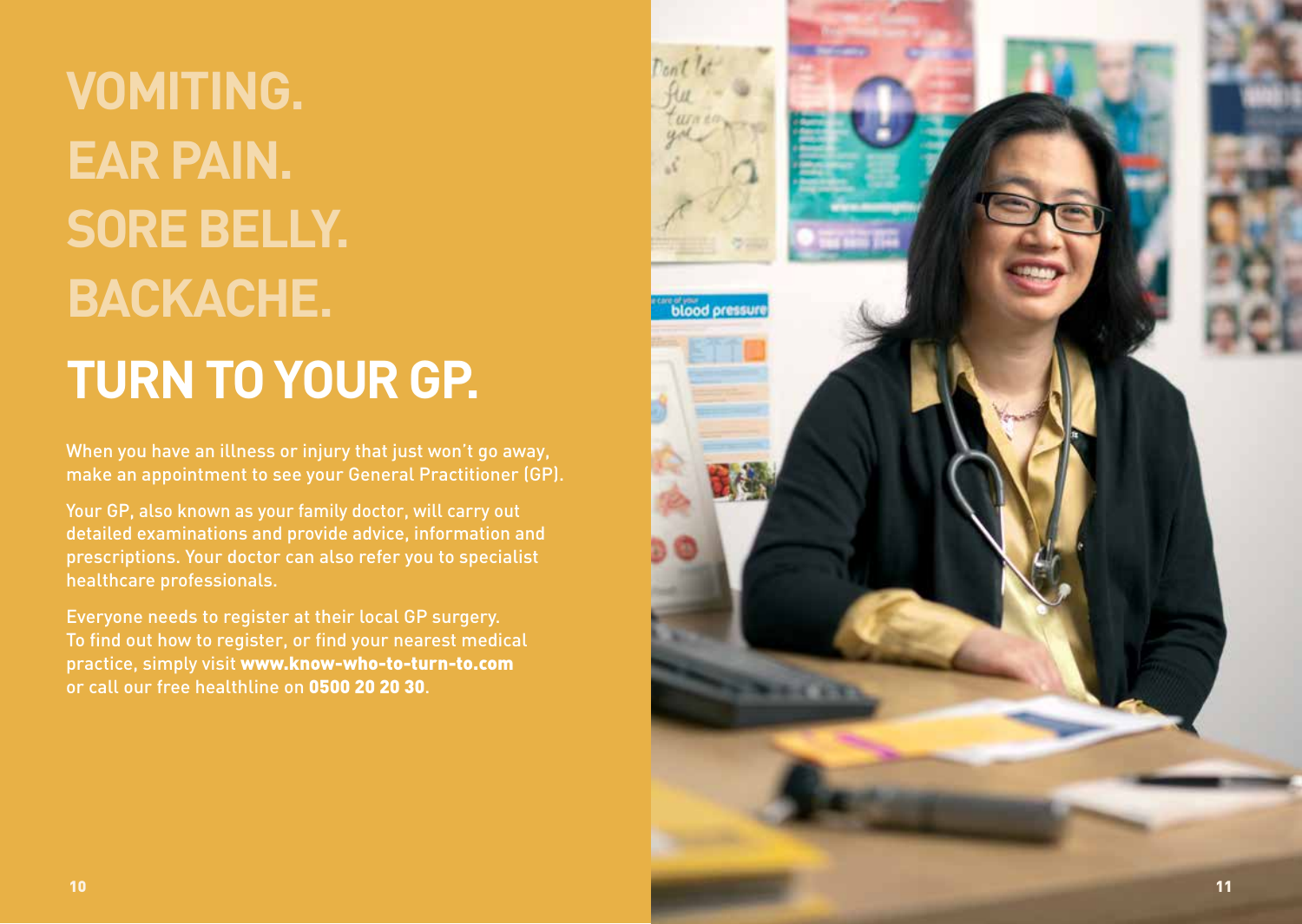# VOMITING.
# EAR PAIN.
# SORE BELLY.
# BACKACHE.

# TURN TO YOUR GP.

When you have an illness or injury that just won't go away, make an appointment to see your General Practitioner (GP).

Your GP, also known as your family doctor, will carry out detailed examinations and provide advice, information and prescriptions. Your doctor can also refer you to specialist healthcare professionals.

Everyone needs to register at their local GP surgery. To find out how to register, or find your nearest medical practice, simply visit **www.know-who-to-turn-to.com** or call our free healthline on **0500 20 20 30**.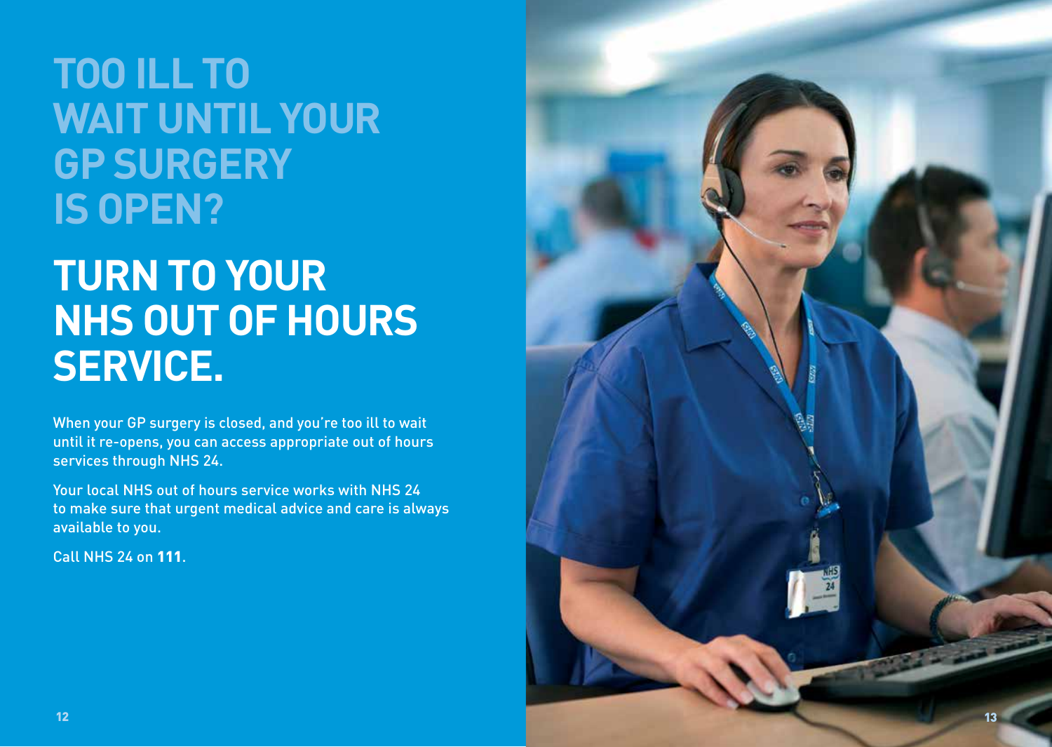# TOO ILL TO WAIT UNTIL YOUR GP SURGERY IS OPEN?

# TURN TO YOUR NHS OUT OF HOURS SERVICE.

When your GP surgery is closed, and you're too ill to wait until it re-opens, you can access appropriate out of hours services through NHS 24.

Your local NHS out of hours service works with NHS 24 to make sure that urgent medical advice and care is always available to you.

Call NHS 24 on **111**.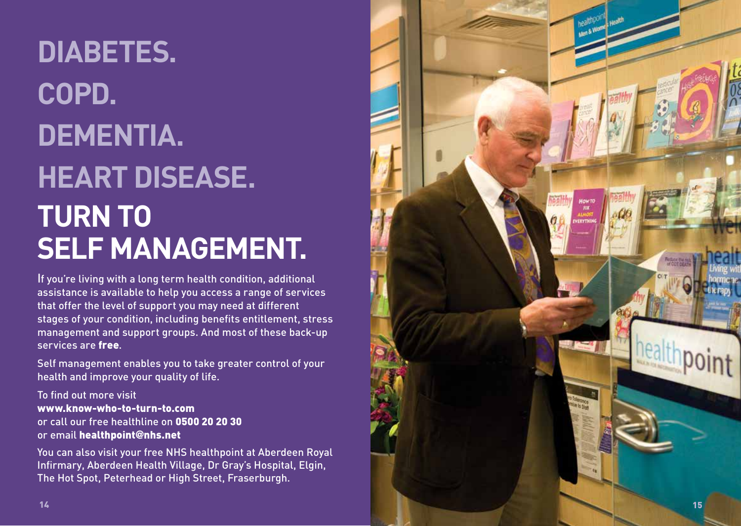# DIABETES.
# COPD.
# DEMENTIA.
# HEART DISEASE.
# TURN TO SELF MANAGEMENT.

If you're living with a long term health condition, additional assistance is available to help you access a range of services that offer the level of support you may need at different stages of your condition, including benefits entitlement, stress management and support groups. And most of these back-up services are **free**.

Self management enables you to take greater control of your health and improve your quality of life.

To find out more visit
**www.know-who-to-turn-to.com**
or call our free healthline on **0500 20 20 30**
or email **healthpoint@nhs.net**

You can also visit your free NHS healthpoint at Aberdeen Royal Infirmary, Aberdeen Health Village, Dr Gray's Hospital, Elgin, The Hot Spot, Peterhead or High Street, Fraserburgh.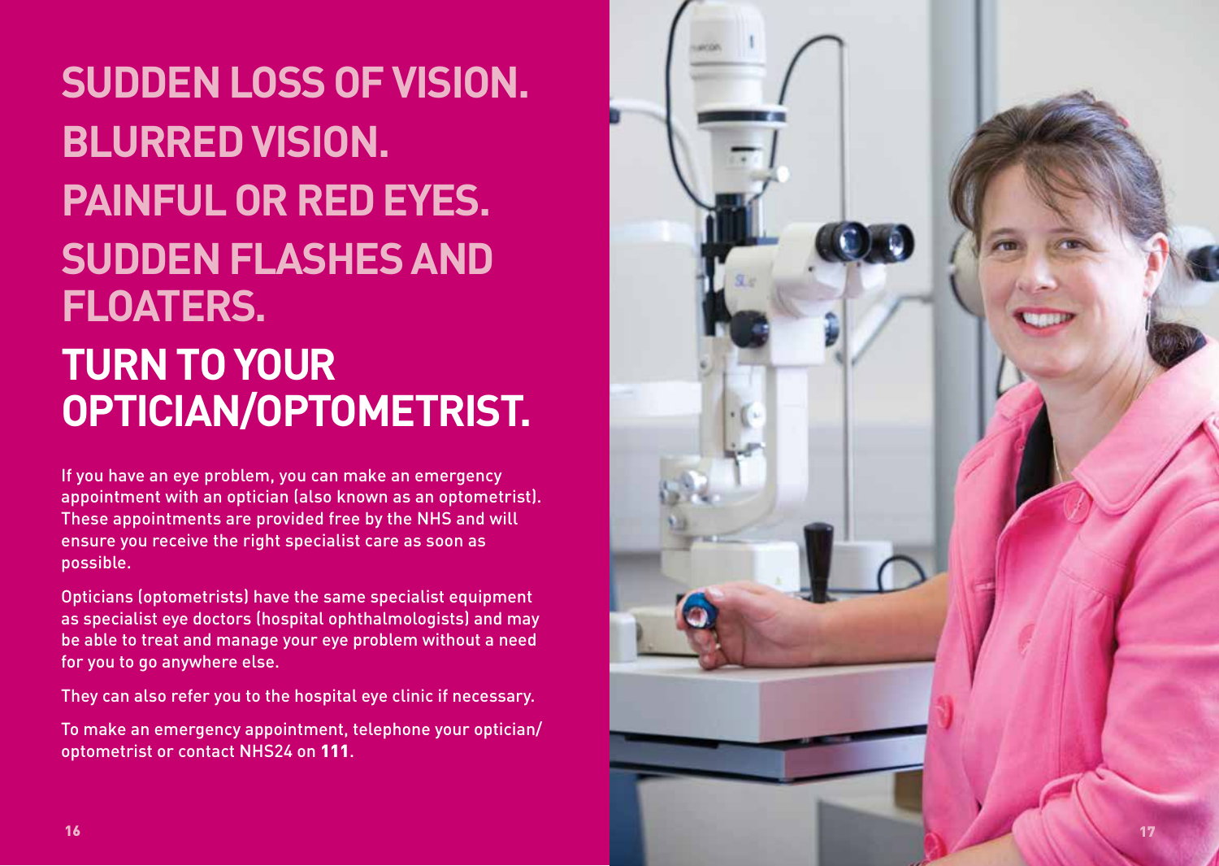# SUDDEN LOSS OF VISION. BLURRED VISION. PAINFUL OR RED EYES. SUDDEN FLASHES AND FLOATERS.

# TURN TO YOUR OPTICIAN/OPTOMETRIST.

If you have an eye problem, you can make an emergency appointment with an optician (also known as an optometrist). These appointments are provided free by the NHS and will ensure you receive the right specialist care as soon as possible.

Opticians (optometrists) have the same specialist equipment as specialist eye doctors (hospital ophthalmologists) and may be able to treat and manage your eye problem without a need for you to go anywhere else.

They can also refer you to the hospital eye clinic if necessary.

To make an emergency appointment, telephone your optician/optometrist or contact NHS24 on **111**.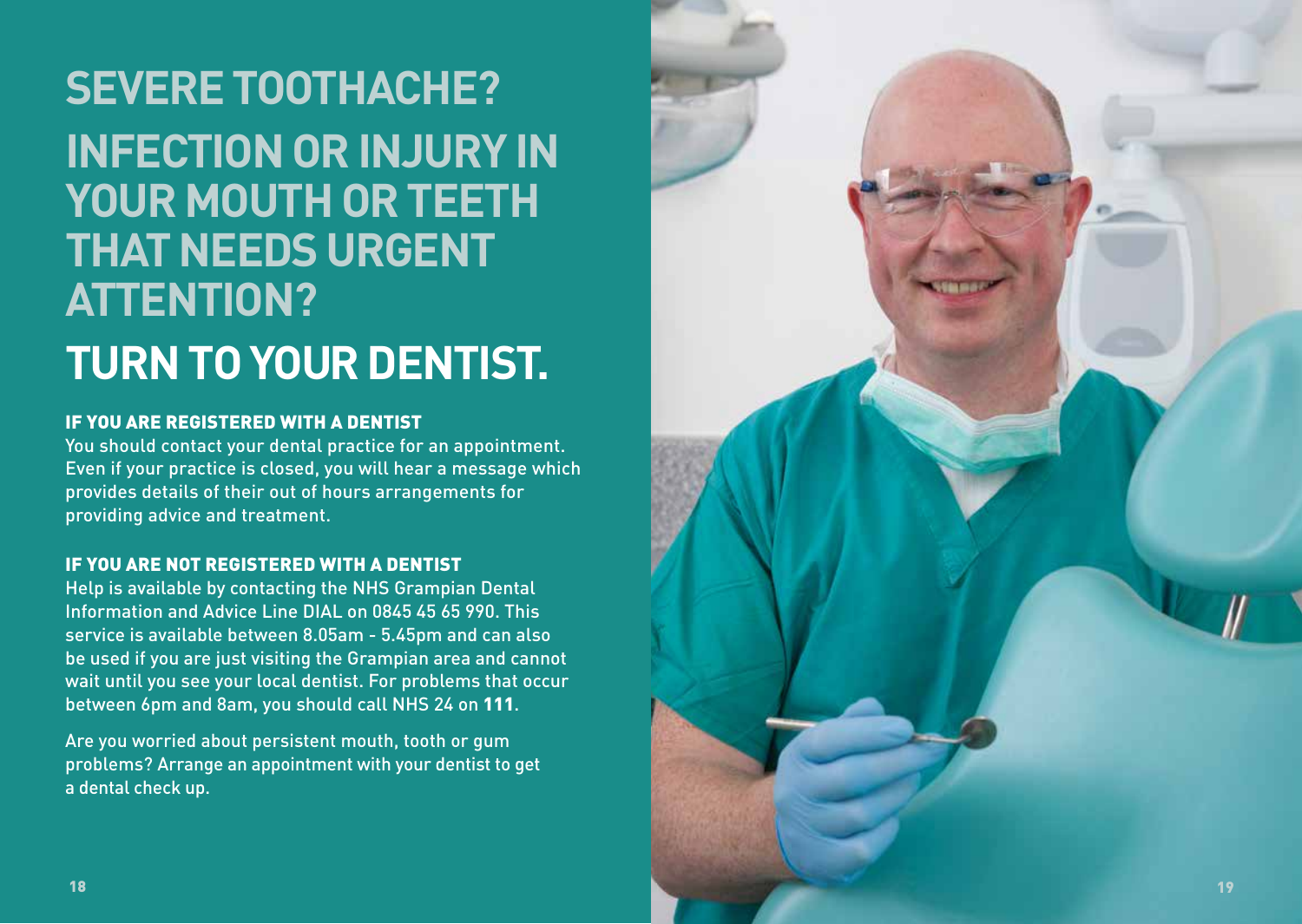# SEVERE TOOTHACHE?

# INFECTION OR INJURY IN YOUR MOUTH OR TEETH THAT NEEDS URGENT ATTENTION?

# TURN TO YOUR DENTIST.

### IF YOU ARE REGISTERED WITH A DENTIST

You should contact your dental practice for an appointment. Even if your practice is closed, you will hear a message which provides details of their out of hours arrangements for providing advice and treatment.

### IF YOU ARE NOT REGISTERED WITH A DENTIST

Help is available by contacting the NHS Grampian Dental Information and Advice Line DIAL on 0845 45 65 990. This service is available between 8.05am - 5.45pm and can also be used if you are just visiting the Grampian area and cannot wait until you see your local dentist. For problems that occur between 6pm and 8am, you should call NHS 24 on **111**.

Are you worried about persistent mouth, tooth or gum problems? Arrange an appointment with your dentist to get a dental check up.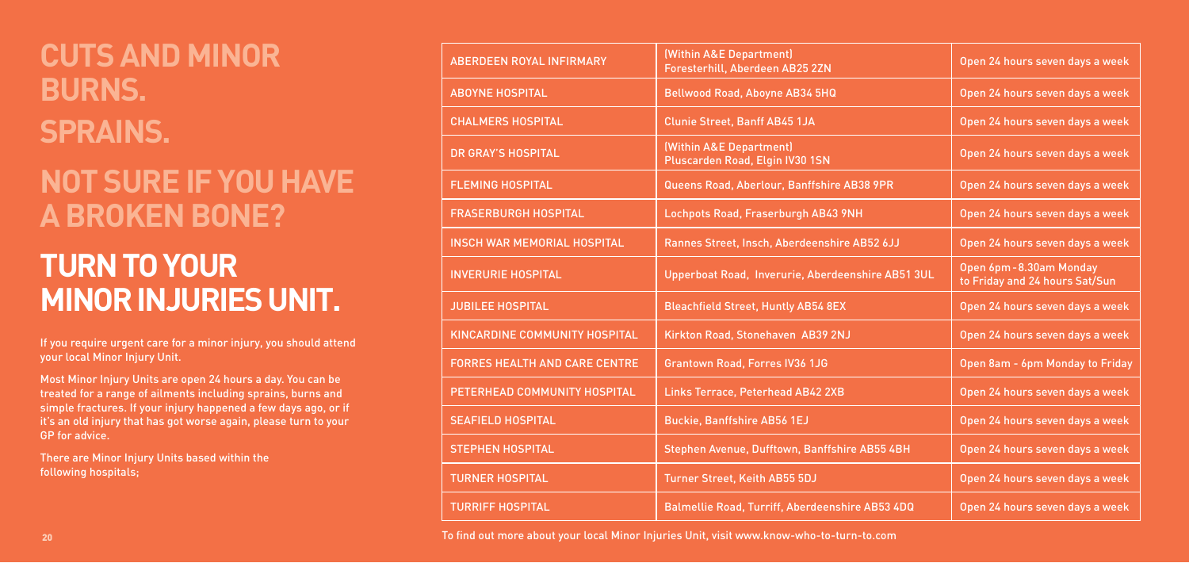# CUTS AND MINOR BURNS.

# SPRAINS.

# NOT SURE IF YOU HAVE A BROKEN BONE?

# TURN TO YOUR MINOR INJURIES UNIT.

If you require urgent care for a minor injury, you should attend your local Minor Injury Unit.

Most Minor Injury Units are open 24 hours a day. You can be treated for a range of ailments including sprains, burns and simple fractures. If your injury happened a few days ago, or if it's an old injury that has got worse again, please turn to your GP for advice.

There are Minor Injury Units based within the following hospitals;

| | | |
|---|---|---|
| ABERDEEN ROYAL INFIRMARY | (Within A&E Department) Foresterhill, Aberdeen AB25 2ZN | Open 24 hours seven days a week |
| ABOYNE HOSPITAL | Bellwood Road, Aboyne AB34 5HQ | Open 24 hours seven days a week |
| CHALMERS HOSPITAL | Clunie Street, Banff AB45 1JA | Open 24 hours seven days a week |
| DR GRAY'S HOSPITAL | (Within A&E Department) Pluscarden Road, Elgin IV30 1SN | Open 24 hours seven days a week |
| FLEMING HOSPITAL | Queens Road, Aberlour, Banffshire AB38 9PR | Open 24 hours seven days a week |
| FRASERBURGH HOSPITAL | Lochpots Road, Fraserburgh AB43 9NH | Open 24 hours seven days a week |
| INSCH WAR MEMORIAL HOSPITAL | Rannes Street, Insch, Aberdeenshire AB52 6JJ | Open 24 hours seven days a week |
| INVERURIE HOSPITAL | Upperboat Road, Inverurie, Aberdeenshire AB51 3UL | Open 6pm - 8.30am Monday to Friday and 24 hours Sat/Sun |
| JUBILEE HOSPITAL | Bleachfield Street, Huntly AB54 8EX | Open 24 hours seven days a week |
| KINCARDINE COMMUNITY HOSPITAL | Kirkton Road, Stonehaven AB39 2NJ | Open 24 hours seven days a week |
| FORRES HEALTH AND CARE CENTRE | Grantown Road, Forres IV36 1JG | Open 8am - 6pm Monday to Friday |
| PETERHEAD COMMUNITY HOSPITAL | Links Terrace, Peterhead AB42 2XB | Open 24 hours seven days a week |
| SEAFIELD HOSPITAL | Buckie, Banffshire AB56 1EJ | Open 24 hours seven days a week |
| STEPHEN HOSPITAL | Stephen Avenue, Dufftown, Banffshire AB55 4BH | Open 24 hours seven days a week |
| TURNER HOSPITAL | Turner Street, Keith AB55 5DJ | Open 24 hours seven days a week |
| TURRIFF HOSPITAL | Balmellie Road, Turriff, Aberdeenshire AB53 4DQ | Open 24 hours seven days a week |

To find out more about your local Minor Injuries Unit, visit www.know-who-to-turn-to.com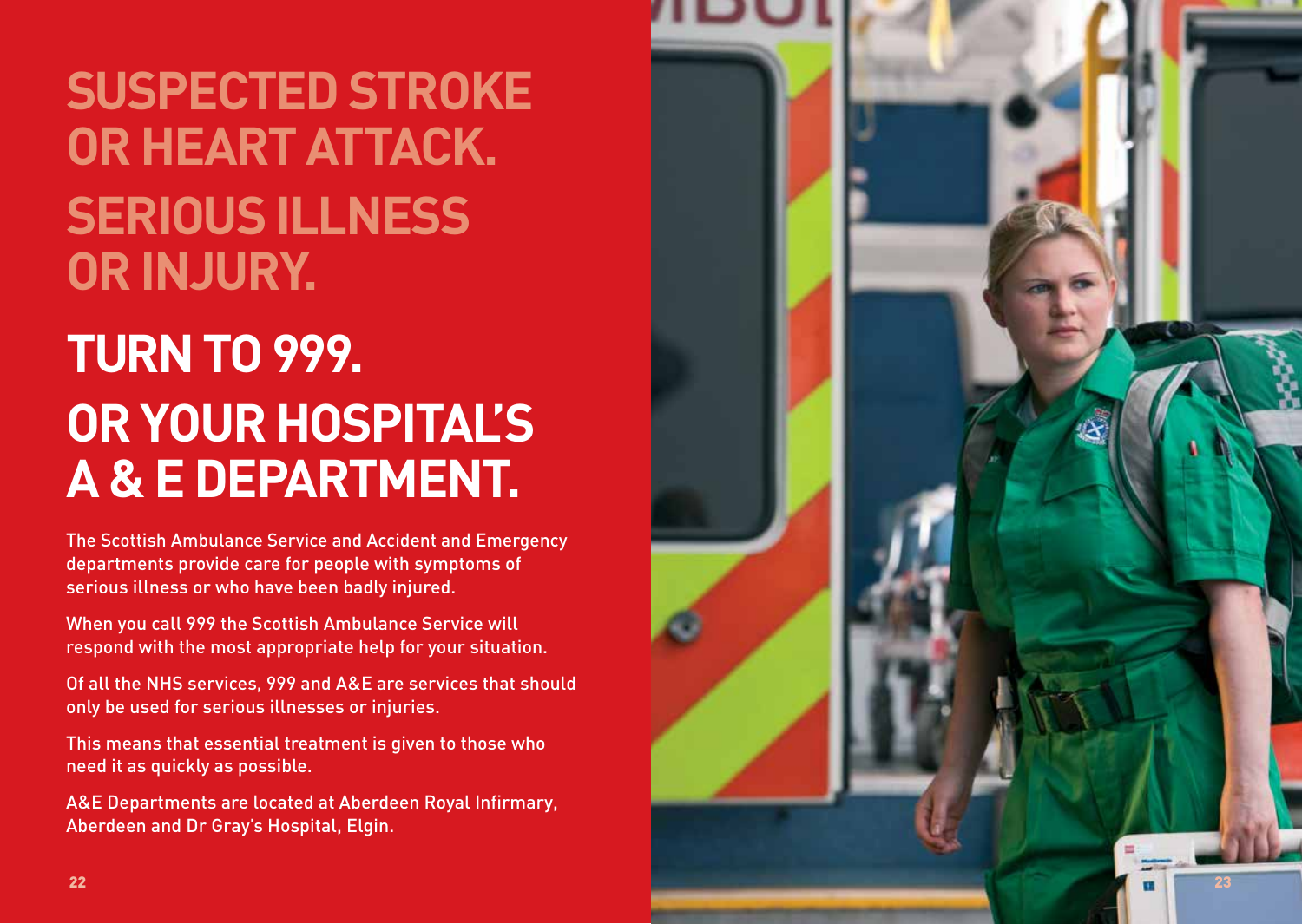# SUSPECTED STROKE OR HEART ATTACK. SERIOUS ILLNESS OR INJURY.

# TURN TO 999. OR YOUR HOSPITAL'S A & E DEPARTMENT.

The Scottish Ambulance Service and Accident and Emergency departments provide care for people with symptoms of serious illness or who have been badly injured.

When you call 999 the Scottish Ambulance Service will respond with the most appropriate help for your situation.

Of all the NHS services, 999 and A&E are services that should only be used for serious illnesses or injuries.

This means that essential treatment is given to those who need it as quickly as possible.

A&E Departments are located at Aberdeen Royal Infirmary, Aberdeen and Dr Gray's Hospital, Elgin.